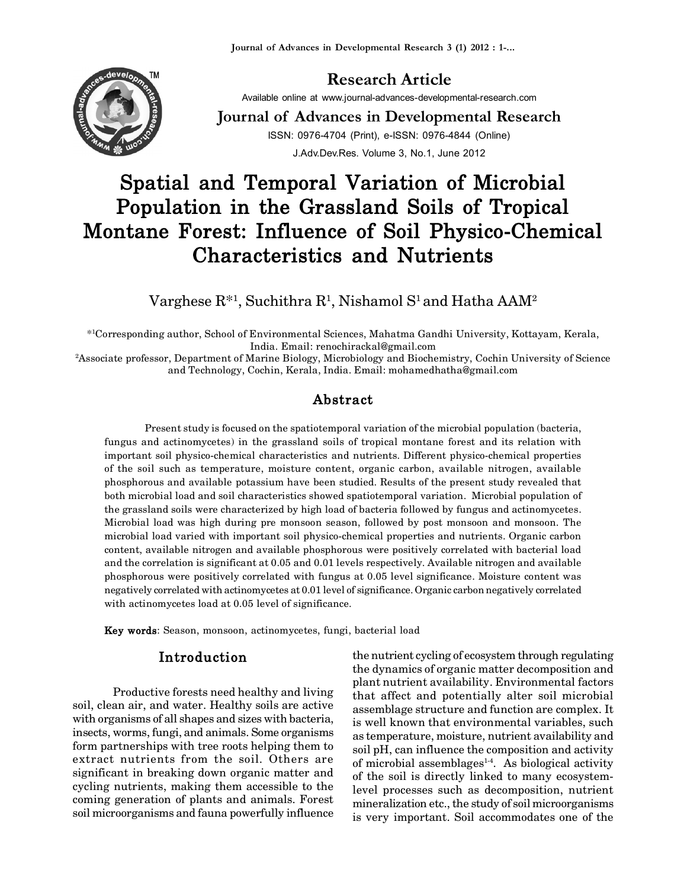**Research Article**

Available online at www.journal-advances-developmental-research.com

**Journal of Advances in Developmental Research**

ISSN: 0976-4704 (Print), e-ISSN: 0976-4844 (Online)

J.Adv.Dev.Res. Volume 3, No.1, June 2012

# Spatial and Temporal Variation of Microbial Population in the Grassland Soils of Tropical Montane Forest: Influence of Soil Physico-Chemical Characteristics and Nutrients

Varghese R*[1], Suchithra R[1], Nishamol S[1] and Hatha AAM[2]

*[1]Corresponding author, School of Environmental Sciences, Mahatma Gandhi University, Kottayam, Kerala, India. Email: renochirackal@gmail.com

[2]Associate professor, Department of Marine Biology, Microbiology and Biochemistry, Cochin University of Science and Technology, Cochin, Kerala, India. Email: mohamedhatha@gmail.com

## Abstract

Present study is focused on the spatiotemporal variation of the microbial population (bacteria, fungus and actinomycetes) in the grassland soils of tropical montane forest and its relation with important soil physico-chemical characteristics and nutrients. Different physico-chemical properties of the soil such as temperature, moisture content, organic carbon, available nitrogen, available phosphorous and available potassium have been studied. Results of the present study revealed that both microbial load and soil characteristics showed spatiotemporal variation. Microbial population of the grassland soils were characterized by high load of bacteria followed by fungus and actinomycetes. Microbial load was high during pre monsoon season, followed by post monsoon and monsoon. The microbial load varied with important soil physico-chemical properties and nutrients. Organic carbon content, available nitrogen and available phosphorous were positively correlated with bacterial load and the correlation is significant at 0.05 and 0.01 levels respectively. Available nitrogen and available phosphorous were positively correlated with fungus at 0.05 level significance. Moisture content was negatively correlated with actinomycetes at 0.01 level of significance. Organic carbon negatively correlated with actinomycetes load at 0.05 level of significance.

**Key words**: Season, monsoon, actinomycetes, fungi, bacterial load

## Introduction

Productive forests need healthy and living soil, clean air, and water. Healthy soils are active with organisms of all shapes and sizes with bacteria, insects, worms, fungi, and animals. Some organisms form partnerships with tree roots helping them to extract nutrients from the soil. Others are significant in breaking down organic matter and cycling nutrients, making them accessible to the coming generation of plants and animals. Forest soil microorganisms and fauna powerfully influence the nutrient cycling of ecosystem through regulating the dynamics of organic matter decomposition and plant nutrient availability. Environmental factors that affect and potentially alter soil microbial assemblage structure and function are complex. It is well known that environmental variables, such as temperature, moisture, nutrient availability and soil pH, can influence the composition and activity of microbial assemblages[1-4]. As biological activity of the soil is directly linked to many ecosystem-level processes such as decomposition, nutrient mineralization etc., the study of soil microorganisms is very important. Soil accommodates one of the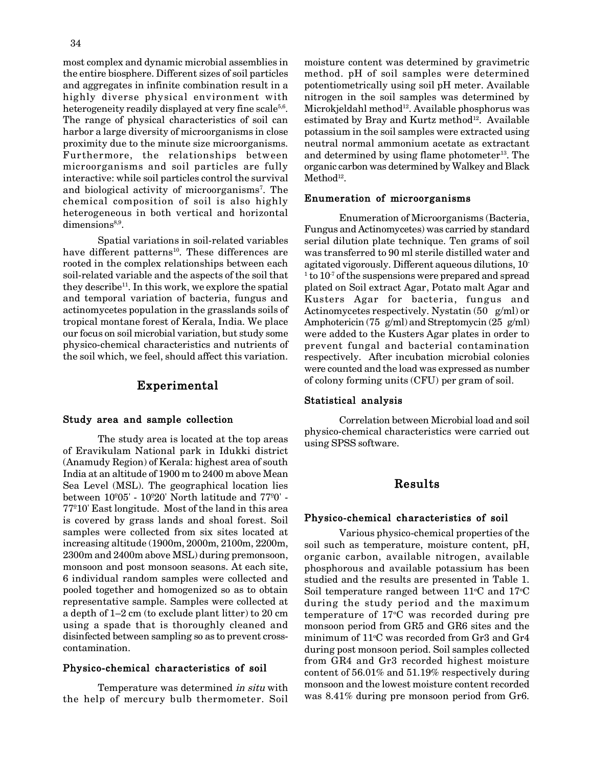most complex and dynamic microbial assemblies in the entire biosphere. Different sizes of soil particles and aggregates in infinite combination result in a highly diverse physical environment with heterogeneity readily displayed at very fine scale[5,6]. The range of physical characteristics of soil can harbor a large diversity of microorganisms in close proximity due to the minute size microorganisms. Furthermore, the relationships between microorganisms and soil particles are fully interactive: while soil particles control the survival and biological activity of microorganisms[7]. The chemical composition of soil is also highly heterogeneous in both vertical and horizontal dimensions[8,9].

Spatial variations in soil-related variables have different patterns[10]. These differences are rooted in the complex relationships between each soil-related variable and the aspects of the soil that they describe[11]. In this work, we explore the spatial and temporal variation of bacteria, fungus and actinomycetes population in the grasslands soils of tropical montane forest of Kerala, India. We place our focus on soil microbial variation, but study some physico-chemical characteristics and nutrients of the soil which, we feel, should affect this variation.

## Experimental

### Study area and sample collection

The study area is located at the top areas of Eravikulam National park in Idukki district (Anamudy Region) of Kerala: highest area of south India at an altitude of 1900 m to 2400 m above Mean Sea Level (MSL). The geographical location lies between 10º05' - 10º20' North latitude and 77º0' - 77º10' East longitude. Most of the land in this area is covered by grass lands and shoal forest. Soil samples were collected from six sites located at increasing altitude (1900m, 2000m, 2100m, 2200m, 2300m and 2400m above MSL) during premonsoon, monsoon and post monsoon seasons. At each site, 6 individual random samples were collected and pooled together and homogenized so as to obtain representative sample. Samples were collected at a depth of 1–2 cm (to exclude plant litter) to 20 cm using a spade that is thoroughly cleaned and disinfected between sampling so as to prevent cross-contamination.

### Physico-chemical characteristics of soil

Temperature was determined *in situ* with the help of mercury bulb thermometer. Soil moisture content was determined by gravimetric method. pH of soil samples were determined potentiometrically using soil pH meter. Available nitrogen in the soil samples was determined by Microkjeldahl method[12]. Available phosphorus was estimated by Bray and Kurtz method[12]. Available potassium in the soil samples were extracted using neutral normal ammonium acetate as extractant and determined by using flame photometer[13]. The organic carbon was determined by Walkey and Black Method[12].

### Enumeration of microorganisms

Enumeration of Microorganisms (Bacteria, Fungus and Actinomycetes) was carried by standard serial dilution plate technique. Ten grams of soil was transferred to 90 ml sterile distilled water and agitated vigorously. Different aqueous dilutions, $10^{-1}$ to $10^{-7}$ of the suspensions were prepared and spread plated on Soil extract Agar, Potato malt Agar and Kusters Agar for bacteria, fungus and Actinomycetes respectively. Nystatin (50 g/ml) or Amphotericin (75 g/ml) and Streptomycin (25 g/ml) were added to the Kusters Agar plates in order to prevent fungal and bacterial contamination respectively. After incubation microbial colonies were counted and the load was expressed as number of colony forming units (CFU) per gram of soil.

### Statistical analysis

Correlation between Microbial load and soil physico-chemical characteristics were carried out using SPSS software.

## Results

### Physico-chemical characteristics of soil

Various physico-chemical properties of the soil such as temperature, moisture content, pH, organic carbon, available nitrogen, available phosphorous and available potassium has been studied and the results are presented in Table 1. Soil temperature ranged between 11ºC and 17ºC during the study period and the maximum temperature of 17ºC was recorded during pre monsoon period from GR5 and GR6 sites and the minimum of 11ºC was recorded from Gr3 and Gr4 during post monsoon period. Soil samples collected from GR4 and Gr3 recorded highest moisture content of 56.01% and 51.19% respectively during monsoon and the lowest moisture content recorded was 8.41% during pre monsoon period from Gr6.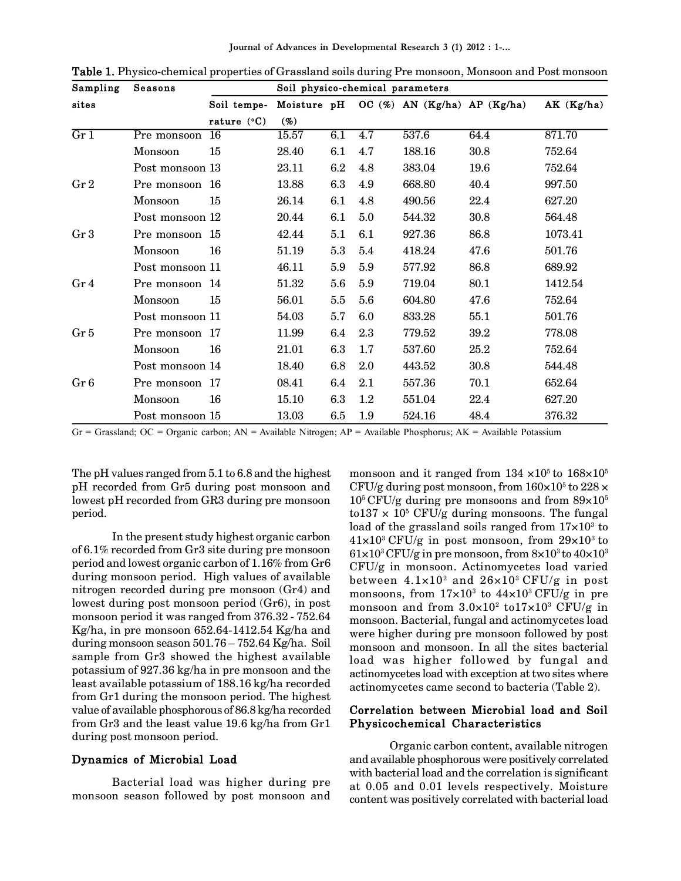**Table 1.** Physico-chemical properties of Grassland soils during Pre monsoon, Monsoon and Post monsoon

| Sampling sites | Seasons | Soil physico-chemical parameters | | | | | | |
|---|---|---|---|---|---|---|---|---|
| | | Soil temperature (°C) | Moisture (%) | pH | OC (%) | AN (Kg/ha) | AP (Kg/ha) | AK (Kg/ha) |
| Gr 1 | Pre monsoon | 16 | 15.57 | 6.1 | 4.7 | 537.6 | 64.4 | 871.70 |
| | Monsoon | 15 | 28.40 | 6.1 | 4.7 | 188.16 | 30.8 | 752.64 |
| | Post monsoon | 13 | 23.11 | 6.2 | 4.8 | 383.04 | 19.6 | 752.64 |
| Gr 2 | Pre monsoon | 16 | 13.88 | 6.3 | 4.9 | 668.80 | 40.4 | 997.50 |
| | Monsoon | 15 | 26.14 | 6.1 | 4.8 | 490.56 | 22.4 | 627.20 |
| | Post monsoon | 12 | 20.44 | 6.1 | 5.0 | 544.32 | 30.8 | 564.48 |
| Gr 3 | Pre monsoon | 15 | 42.44 | 5.1 | 6.1 | 927.36 | 86.8 | 1073.41 |
| | Monsoon | 16 | 51.19 | 5.3 | 5.4 | 418.24 | 47.6 | 501.76 |
| | Post monsoon | 11 | 46.11 | 5.9 | 5.9 | 577.92 | 86.8 | 689.92 |
| Gr 4 | Pre monsoon | 14 | 51.32 | 5.6 | 5.9 | 719.04 | 80.1 | 1412.54 |
| | Monsoon | 15 | 56.01 | 5.5 | 5.6 | 604.80 | 47.6 | 752.64 |
| | Post monsoon | 11 | 54.03 | 5.7 | 6.0 | 833.28 | 55.1 | 501.76 |
| Gr 5 | Pre monsoon | 17 | 11.99 | 6.4 | 2.3 | 779.52 | 39.2 | 778.08 |
| | Monsoon | 16 | 21.01 | 6.3 | 1.7 | 537.60 | 25.2 | 752.64 |
| | Post monsoon | 14 | 18.40 | 6.8 | 2.0 | 443.52 | 30.8 | 544.48 |
| Gr 6 | Pre monsoon | 17 | 08.41 | 6.4 | 2.1 | 557.36 | 70.1 | 652.64 |
| | Monsoon | 16 | 15.10 | 6.3 | 1.2 | 551.04 | 22.4 | 627.20 |
| | Post monsoon | 15 | 13.03 | 6.5 | 1.9 | 524.16 | 48.4 | 376.32 |

Gr = Grassland; OC = Organic carbon; AN = Available Nitrogen; AP = Available Phosphorus; AK = Available Potassium

The pH values ranged from 5.1 to 6.8 and the highest pH recorded from Gr5 during post monsoon and lowest pH recorded from GR3 during pre monsoon period.

In the present study highest organic carbon of 6.1% recorded from Gr3 site during pre monsoon period and lowest organic carbon of 1.16% from Gr6 during monsoon period. High values of available nitrogen recorded during pre monsoon (Gr4) and lowest during post monsoon period (Gr6), in post monsoon period it was ranged from 376.32 - 752.64 Kg/ha, in pre monsoon 652.64-1412.54 Kg/ha and during monsoon season 501.76 – 752.64 Kg/ha. Soil sample from Gr3 showed the highest available potassium of 927.36 kg/ha in pre monsoon and the least available potassium of 188.16 kg/ha recorded from Gr1 during the monsoon period. The highest value of available phosphorous of 86.8 kg/ha recorded from Gr3 and the least value 19.6 kg/ha from Gr1 during post monsoon period.

## Dynamics of Microbial Load

Bacterial load was higher during pre monsoon season followed by post monsoon and monsoon and it ranged from $134 \times 10^5$ to $168 \times 10^5$ CFU/g during post monsoon, from $160 \times 10^5$ to $228 \times 10^5$ CFU/g during pre monsoons and from $89 \times 10^5$ to $137 \times 10^5$ CFU/g during monsoons. The fungal load of the grassland soils ranged from $17 \times 10^3$ to $41 \times 10^3$ CFU/g in post monsoon, from $29 \times 10^3$ to $61 \times 10^3$ CFU/g in pre monsoon, from $8 \times 10^3$ to $40 \times 10^3$ CFU/g in monsoon. Actinomycetes load varied between $4.1 \times 10^2$ and $26 \times 10^3$ CFU/g in post monsoons, from $17 \times 10^3$ to $44 \times 10^3$ CFU/g in pre monsoon and from $3.0 \times 10^2$ to $17 \times 10^3$ CFU/g in monsoon. Bacterial, fungal and actinomycetes load were higher during pre monsoon followed by post monsoon and monsoon. In all the sites bacterial load was higher followed by fungal and actinomycetes load with exception at two sites where actinomycetes came second to bacteria (Table 2).

## Correlation between Microbial load and Soil Physicochemical Characteristics

Organic carbon content, available nitrogen and available phosphorous were positively correlated with bacterial load and the correlation is significant at 0.05 and 0.01 levels respectively. Moisture content was positively correlated with bacterial load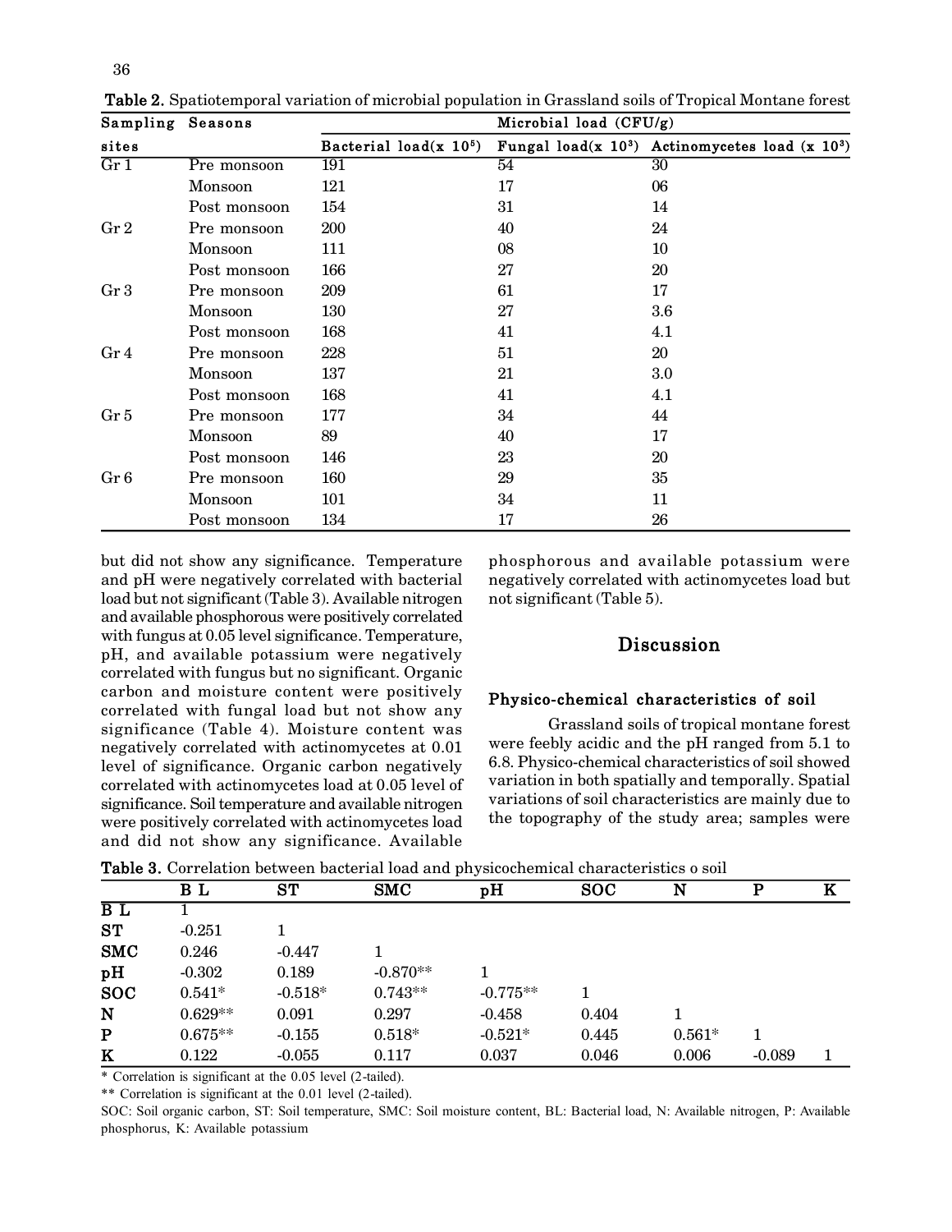**Table 2.** Spatiotemporal variation of microbial population in Grassland soils of Tropical Montane forest

| Sampling sites | Seasons | Microbial load (CFU/g) | | |
|---|---|---|---|---|
| | | Bacterial load($\times 10^5$) | Fungal load($\times 10^3$) | Actinomycetes load ($\times 10^3$) |
| Gr 1 | Pre monsoon | 191 | 54 | 30 |
| | Monsoon | 121 | 17 | 06 |
| | Post monsoon | 154 | 31 | 14 |
| Gr 2 | Pre monsoon | 200 | 40 | 24 |
| | Monsoon | 111 | 08 | 10 |
| | Post monsoon | 166 | 27 | 20 |
| Gr 3 | Pre monsoon | 209 | 61 | 17 |
| | Monsoon | 130 | 27 | 3.6 |
| | Post monsoon | 168 | 41 | 4.1 |
| Gr 4 | Pre monsoon | 228 | 51 | 20 |
| | Monsoon | 137 | 21 | 3.0 |
| | Post monsoon | 168 | 41 | 4.1 |
| Gr 5 | Pre monsoon | 177 | 34 | 44 |
| | Monsoon | 89 | 40 | 17 |
| | Post monsoon | 146 | 23 | 20 |
| Gr 6 | Pre monsoon | 160 | 29 | 35 |
| | Monsoon | 101 | 34 | 11 |
| | Post monsoon | 134 | 17 | 26 |

but did not show any significance. Temperature and pH were negatively correlated with bacterial load but not significant (Table 3). Available nitrogen and available phosphorous were positively correlated with fungus at 0.05 level significance. Temperature, pH, and available potassium were negatively correlated with fungus but no significant. Organic carbon and moisture content were positively correlated with fungal load but not show any significance (Table 4). Moisture content was negatively correlated with actinomycetes at 0.01 level of significance. Organic carbon negatively correlated with actinomycetes load at 0.05 level of significance. Soil temperature and available nitrogen were positively correlated with actinomycetes load and did not show any significance. Available phosphorous and available potassium were negatively correlated with actinomycetes load but not significant (Table 5).

## Discussion

### Physico-chemical characteristics of soil

Grassland soils of tropical montane forest were feebly acidic and the pH ranged from 5.1 to 6.8. Physico-chemical characteristics of soil showed variation in both spatially and temporally. Spatial variations of soil characteristics are mainly due to the topography of the study area; samples were

**Table 3.** Correlation between bacterial load and physicochemical characteristics o soil

| | B L | ST | SMC | pH | SOC | N | P | K |
|---|---|---|---|---|---|---|---|---|
| **B L** | 1 | | | | | | | |
| **ST** | -0.251 | 1 | | | | | | |
| **SMC** | 0.246 | -0.447 | 1 | | | | | |
| **pH** | -0.302 | 0.189 | -0.870** | 1 | | | | |
| **SOC** | 0.541* | -0.518* | 0.743** | -0.775** | 1 | | | |
| **N** | 0.629** | 0.091 | 0.297 | -0.458 | 0.404 | 1 | | |
| **P** | 0.675** | -0.155 | 0.518* | -0.521* | 0.445 | 0.561* | 1 | |
| **K** | 0.122 | -0.055 | 0.117 | 0.037 | 0.046 | 0.006 | -0.089 | 1 |

* Correlation is significant at the 0.05 level (2-tailed).

** Correlation is significant at the 0.01 level (2-tailed).

SOC: Soil organic carbon, ST: Soil temperature, SMC: Soil moisture content, BL: Bacterial load, N: Available nitrogen, P: Available phosphorus, K: Available potassium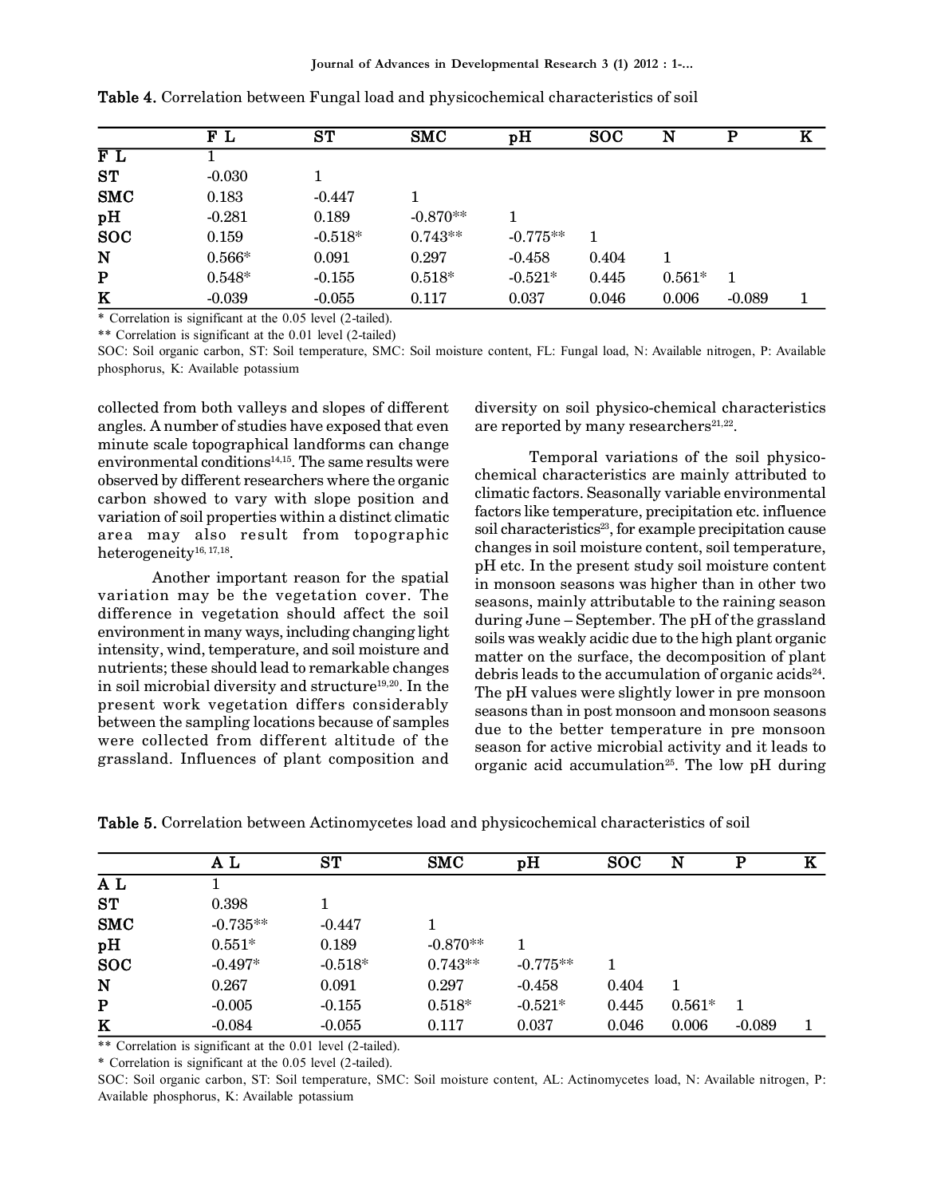**Table 4.** Correlation between Fungal load and physicochemical characteristics of soil

| | F L | ST | SMC | pH | SOC | N | P | K |
|---|---|---|---|---|---|---|---|---|
| **F L** | 1 | | | | | | | |
| **ST** | -0.030 | 1 | | | | | | |
| **SMC** | 0.183 | -0.447 | 1 | | | | | |
| **pH** | -0.281 | 0.189 | -0.870** | 1 | | | | |
| **SOC** | 0.159 | -0.518* | 0.743** | -0.775** | 1 | | | |
| **N** | 0.566* | 0.091 | 0.297 | -0.458 | 0.404 | 1 | | |
| **P** | 0.548* | -0.155 | 0.518* | -0.521* | 0.445 | 0.561* | 1 | |
| **K** | -0.039 | -0.055 | 0.117 | 0.037 | 0.046 | 0.006 | -0.089 | 1 |

\* Correlation is significant at the 0.05 level (2-tailed).

\*\* Correlation is significant at the 0.01 level (2-tailed)

SOC: Soil organic carbon, ST: Soil temperature, SMC: Soil moisture content, FL: Fungal load, N: Available nitrogen, P: Available phosphorus, K: Available potassium

collected from both valleys and slopes of different angles. A number of studies have exposed that even minute scale topographical landforms can change environmental conditions[14,15]. The same results were observed by different researchers where the organic carbon showed to vary with slope position and variation of soil properties within a distinct climatic area may also result from topographic heterogeneity[16, 17,18].

Another important reason for the spatial variation may be the vegetation cover. The difference in vegetation should affect the soil environment in many ways, including changing light intensity, wind, temperature, and soil moisture and nutrients; these should lead to remarkable changes in soil microbial diversity and structure[19,20]. In the present work vegetation differs considerably between the sampling locations because of samples were collected from different altitude of the grassland. Influences of plant composition and diversity on soil physico-chemical characteristics are reported by many researchers[21,22].

Temporal variations of the soil physico-chemical characteristics are mainly attributed to climatic factors. Seasonally variable environmental factors like temperature, precipitation etc. influence soil characteristics[23], for example precipitation cause changes in soil moisture content, soil temperature, pH etc. In the present study soil moisture content in monsoon seasons was higher than in other two seasons, mainly attributable to the raining season during June – September. The pH of the grassland soils was weakly acidic due to the high plant organic matter on the surface, the decomposition of plant debris leads to the accumulation of organic acids[24]. The pH values were slightly lower in pre monsoon seasons than in post monsoon and monsoon seasons due to the better temperature in pre monsoon season for active microbial activity and it leads to organic acid accumulation[25]. The low pH during

**Table 5.** Correlation between Actinomycetes load and physicochemical characteristics of soil

| | A L | ST | SMC | pH | SOC | N | P | K |
|---|---|---|---|---|---|---|---|---|
| **A L** | 1 | | | | | | | |
| **ST** | 0.398 | 1 | | | | | | |
| **SMC** | -0.735** | -0.447 | 1 | | | | | |
| **pH** | 0.551* | 0.189 | -0.870** | 1 | | | | |
| **SOC** | -0.497* | -0.518* | 0.743** | -0.775** | 1 | | | |
| **N** | 0.267 | 0.091 | 0.297 | -0.458 | 0.404 | 1 | | |
| **P** | -0.005 | -0.155 | 0.518* | -0.521* | 0.445 | 0.561* | 1 | |
| **K** | -0.084 | -0.055 | 0.117 | 0.037 | 0.046 | 0.006 | -0.089 | 1 |

\*\* Correlation is significant at the 0.01 level (2-tailed).

\* Correlation is significant at the 0.05 level (2-tailed).

SOC: Soil organic carbon, ST: Soil temperature, SMC: Soil moisture content, AL: Actinomycetes load, N: Available nitrogen, P: Available phosphorus, K: Available potassium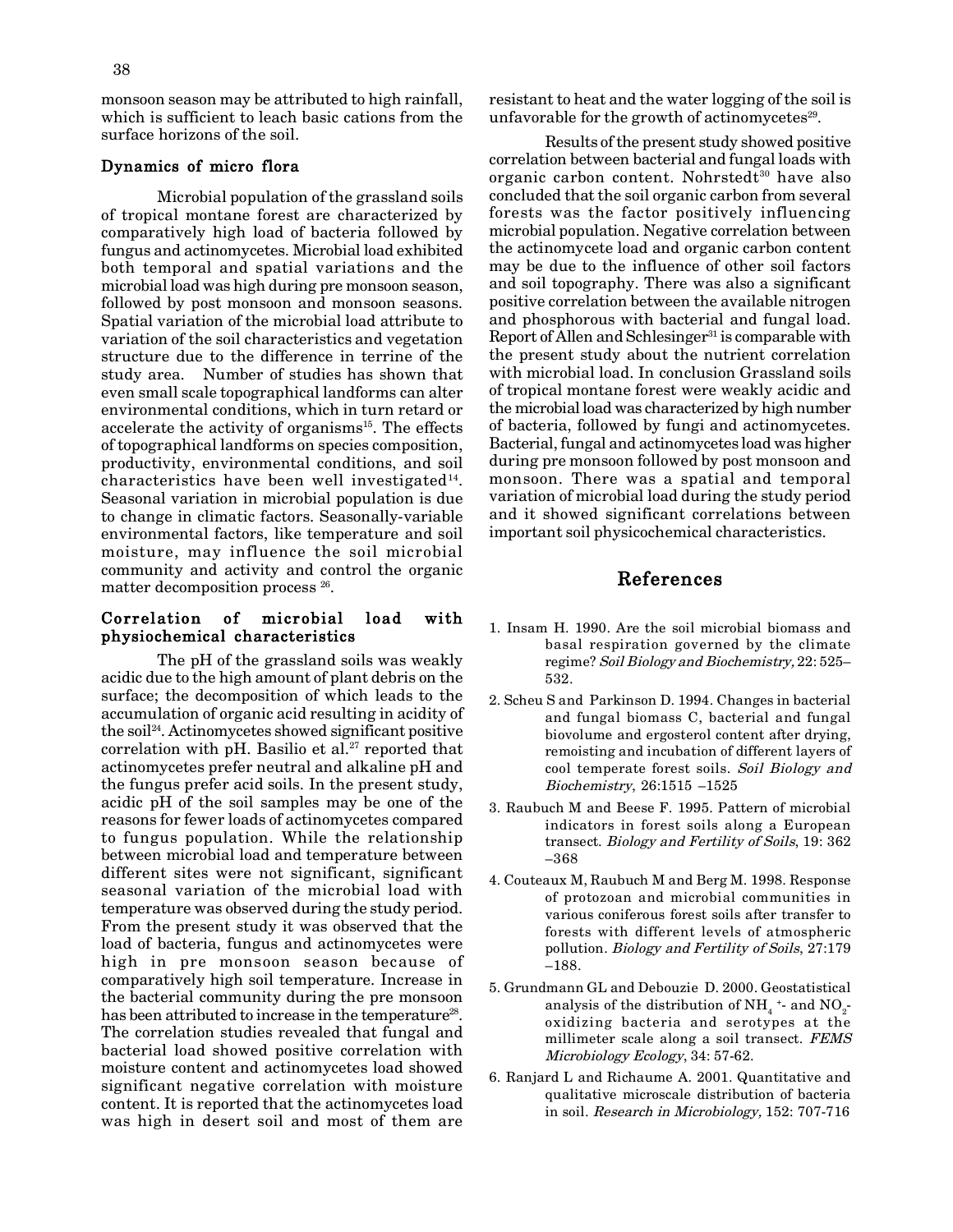monsoon season may be attributed to high rainfall, which is sufficient to leach basic cations from the surface horizons of the soil.

### Dynamics of micro flora

Microbial population of the grassland soils of tropical montane forest are characterized by comparatively high load of bacteria followed by fungus and actinomycetes. Microbial load exhibited both temporal and spatial variations and the microbial load was high during pre monsoon season, followed by post monsoon and monsoon seasons. Spatial variation of the microbial load attribute to variation of the soil characteristics and vegetation structure due to the difference in terrine of the study area. Number of studies has shown that even small scale topographical landforms can alter environmental conditions, which in turn retard or accelerate the activity of organisms[15]. The effects of topographical landforms on species composition, productivity, environmental conditions, and soil characteristics have been well investigated[14]. Seasonal variation in microbial population is due to change in climatic factors. Seasonally-variable environmental factors, like temperature and soil moisture, may influence the soil microbial community and activity and control the organic matter decomposition process [26].

### Correlation of microbial load with physiochemical characteristics

The pH of the grassland soils was weakly acidic due to the high amount of plant debris on the surface; the decomposition of which leads to the accumulation of organic acid resulting in acidity of the soil[24]. Actinomycetes showed significant positive correlation with pH. Basilio et al.[27] reported that actinomycetes prefer neutral and alkaline pH and the fungus prefer acid soils. In the present study, acidic pH of the soil samples may be one of the reasons for fewer loads of actinomycetes compared to fungus population. While the relationship between microbial load and temperature between different sites were not significant, significant seasonal variation of the microbial load with temperature was observed during the study period. From the present study it was observed that the load of bacteria, fungus and actinomycetes were high in pre monsoon season because of comparatively high soil temperature. Increase in the bacterial community during the pre monsoon has been attributed to increase in the temperature[28]. The correlation studies revealed that fungal and bacterial load showed positive correlation with moisture content and actinomycetes load showed significant negative correlation with moisture content. It is reported that the actinomycetes load was high in desert soil and most of them are resistant to heat and the water logging of the soil is unfavorable for the growth of actinomycetes[29].

Results of the present study showed positive correlation between bacterial and fungal loads with organic carbon content. Nohrstedt[30] have also concluded that the soil organic carbon from several forests was the factor positively influencing microbial population. Negative correlation between the actinomycete load and organic carbon content may be due to the influence of other soil factors and soil topography. There was also a significant positive correlation between the available nitrogen and phosphorous with bacterial and fungal load. Report of Allen and Schlesinger[31] is comparable with the present study about the nutrient correlation with microbial load. In conclusion Grassland soils of tropical montane forest were weakly acidic and the microbial load was characterized by high number of bacteria, followed by fungi and actinomycetes. Bacterial, fungal and actinomycetes load was higher during pre monsoon followed by post monsoon and monsoon. There was a spatial and temporal variation of microbial load during the study period and it showed significant correlations between important soil physicochemical characteristics.

## References

1. Insam H. 1990. Are the soil microbial biomass and basal respiration governed by the climate regime? *Soil Biology and Biochemistry,* 22: 525–532.
2. Scheu S and Parkinson D. 1994. Changes in bacterial and fungal biomass C, bacterial and fungal biovolume and ergosterol content after drying, remoisting and incubation of different layers of cool temperate forest soils. *Soil Biology and Biochemistry*, 26:1515 –1525
3. Raubuch M and Beese F. 1995. Pattern of microbial indicators in forest soils along a European transect. *Biology and Fertility of Soils*, 19: 362 –368
4. Couteaux M, Raubuch M and Berg M. 1998. Response of protozoan and microbial communities in various coniferous forest soils after transfer to forests with different levels of atmospheric pollution. *Biology and Fertility of Soils*, 27:179 –188.
5. Grundmann GL and Debouzie D. 2000. Geostatistical analysis of the distribution of $NH_4^+$- and $NO_2^-$-oxidizing bacteria and serotypes at the millimeter scale along a soil transect. *FEMS Microbiology Ecology*, 34: 57-62.
6. Ranjard L and Richaume A. 2001. Quantitative and qualitative microscale distribution of bacteria in soil. *Research in Microbiology,* 152: 707-716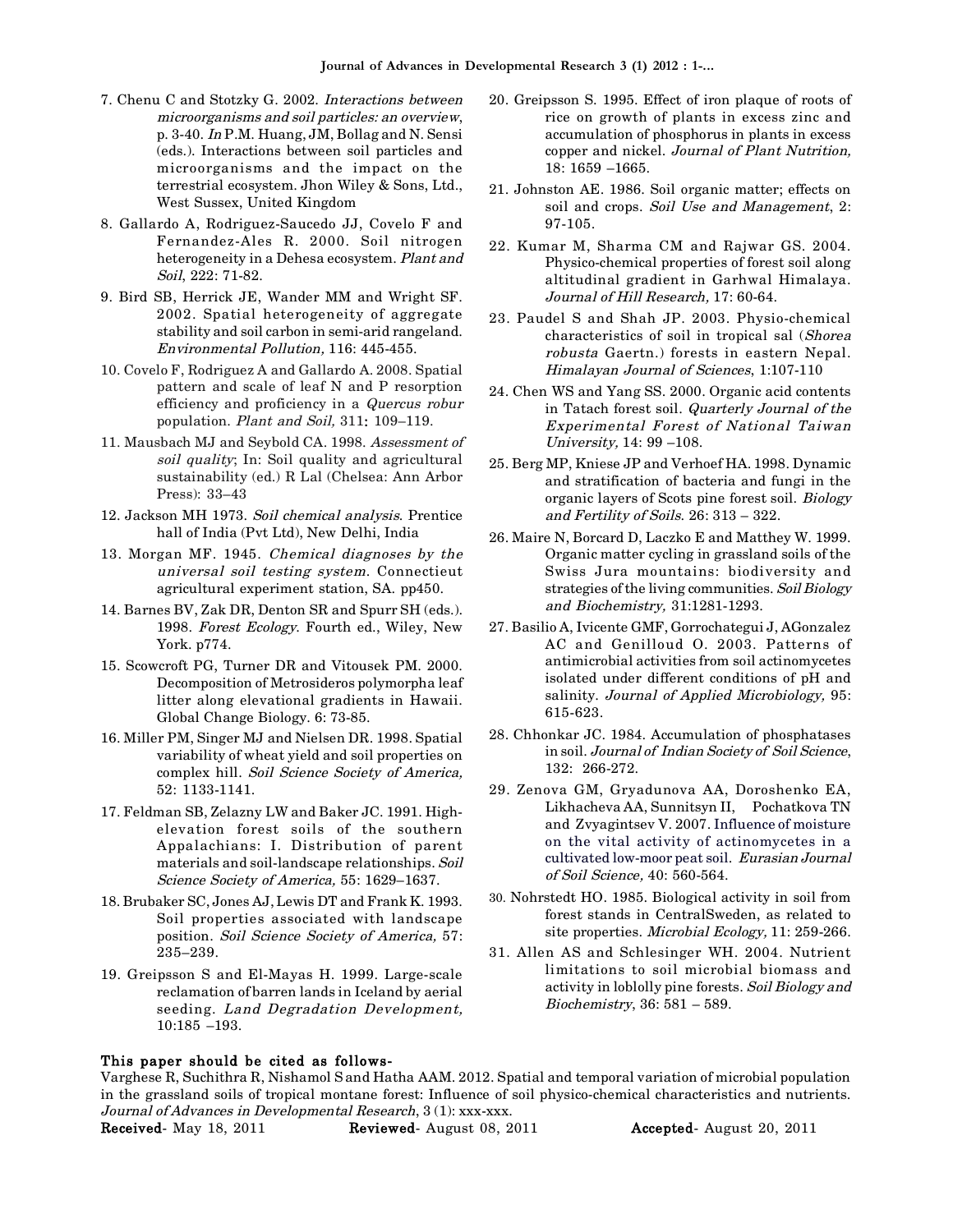7. Chenu C and Stotzky G. 2002. *Interactions between microorganisms and soil particles: an overview*, p. 3-40. *In* P.M. Huang, JM, Bollag and N. Sensi (eds.). Interactions between soil particles and microorganisms and the impact on the terrestrial ecosystem. Jhon Wiley & Sons, Ltd., West Sussex, United Kingdom

8. Gallardo A, Rodriguez-Saucedo JJ, Covelo F and Fernandez-Ales R. 2000. Soil nitrogen heterogeneity in a Dehesa ecosystem. *Plant and Soil*, 222: 71-82.

9. Bird SB, Herrick JE, Wander MM and Wright SF. 2002. Spatial heterogeneity of aggregate stability and soil carbon in semi-arid rangeland. *Environmental Pollution,* 116: 445-455.

10. Covelo F, Rodriguez A and Gallardo A. 2008. Spatial pattern and scale of leaf N and P resorption efficiency and proficiency in a *Quercus robur* population. *Plant and Soil,* 311: 109–119.

11. Mausbach MJ and Seybold CA. 1998. *Assessment of soil quality*; In: Soil quality and agricultural sustainability (ed.) R Lal (Chelsea: Ann Arbor Press): 33–43

12. Jackson MH 1973. *Soil chemical analysis*. Prentice hall of India (Pvt Ltd), New Delhi, India

13. Morgan MF. 1945. *Chemical diagnoses by the universal soil testing system.* Connectieut agricultural experiment station, SA. pp450.

14. Barnes BV, Zak DR, Denton SR and Spurr SH (eds.). 1998. *Forest Ecology*. Fourth ed., Wiley, New York. p774.

15. Scowcroft PG, Turner DR and Vitousek PM. 2000. Decomposition of Metrosideros polymorpha leaf litter along elevational gradients in Hawaii. Global Change Biology. 6: 73-85.

16. Miller PM, Singer MJ and Nielsen DR. 1998. Spatial variability of wheat yield and soil properties on complex hill. *Soil Science Society of America,* 52: 1133-1141.

17. Feldman SB, Zelazny LW and Baker JC. 1991. High-elevation forest soils of the southern Appalachians: I. Distribution of parent materials and soil-landscape relationships. *Soil Science Society of America,* 55: 1629–1637.

18. Brubaker SC, Jones AJ, Lewis DT and Frank K. 1993. Soil properties associated with landscape position. *Soil Science Society of America,* 57: 235–239.

19. Greipsson S and El-Mayas H. 1999. Large-scale reclamation of barren lands in Iceland by aerial seeding. *Land Degradation Development,* 10:185 –193.

20. Greipsson S. 1995. Effect of iron plaque of roots of rice on growth of plants in excess zinc and accumulation of phosphorus in plants in excess copper and nickel. *Journal of Plant Nutrition,* 18: 1659 –1665.

21. Johnston AE. 1986. Soil organic matter; effects on soil and crops. *Soil Use and Management*, 2: 97-105.

22. Kumar M, Sharma CM and Rajwar GS. 2004. Physico-chemical properties of forest soil along altitudinal gradient in Garhwal Himalaya. *Journal of Hill Research,* 17: 60-64.

23. Paudel S and Shah JP. 2003. Physio-chemical characteristics of soil in tropical sal (*Shorea robusta* Gaertn.) forests in eastern Nepal. *Himalayan Journal of Sciences*, 1:107-110

24. Chen WS and Yang SS. 2000. Organic acid contents in Tatach forest soil. *Quarterly Journal of the Experimental Forest of National Taiwan University,* 14: 99 –108.

25. Berg MP, Kniese JP and Verhoef HA. 1998. Dynamic and stratification of bacteria and fungi in the organic layers of Scots pine forest soil. *Biology and Fertility of Soils*. 26: 313 – 322.

26. Maire N, Borcard D, Laczko E and Matthey W. 1999. Organic matter cycling in grassland soils of the Swiss Jura mountains: biodiversity and strategies of the living communities. *Soil Biology and Biochemistry,* 31:1281-1293.

27. Basilio A, Ivicente GMF, Gorrochategui J, AGonzalez AC and Genilloud O. 2003. Patterns of antimicrobial activities from soil actinomycetes isolated under different conditions of pH and salinity. *Journal of Applied Microbiology,* 95: 615-623.

28. Chhonkar JC. 1984. Accumulation of phosphatases in soil. *Journal of Indian Society of Soil Science*, 132: 266-272.

29. Zenova GM, Gryadunova AA, Doroshenko EA, Likhacheva AA, Sunnitsyn II, Pochatkova TN and Zvyagintsev V. 2007. Influence of moisture on the vital activity of actinomycetes in a cultivated low-moor peat soil. *Eurasian Journal of Soil Science,* 40: 560-564.

30. Nohrstedt HO. 1985. Biological activity in soil from forest stands in CentralSweden, as related to site properties. *Microbial Ecology,* 11: 259-266.

31. Allen AS and Schlesinger WH. 2004. Nutrient limitations to soil microbial biomass and activity in loblolly pine forests. *Soil Biology and Biochemistry*, 36: 581 – 589.

**This paper should be cited as follows-**

Varghese R, Suchithra R, Nishamol S and Hatha AAM. 2012. Spatial and temporal variation of microbial population in the grassland soils of tropical montane forest: Influence of soil physico-chemical characteristics and nutrients. *Journal of Advances in Developmental Research*, 3 (1): xxx-xxx.

**Received**- May 18, 2011 **Reviewed**- August 08, 2011 **Accepted**- August 20, 2011